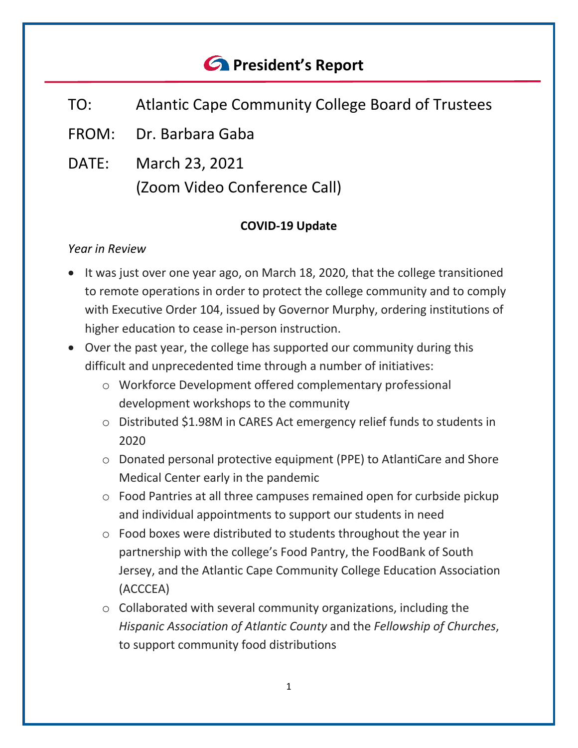# President's Report

TO: Atlantic Cape Community College Board of Trustees

FROM: Dr. Barbara Gaba

DATE: March 23, 2021
(Zoom Video Conference Call)

## COVID-19 Update

*Year in Review*

- It was just over one year ago, on March 18, 2020, that the college transitioned to remote operations in order to protect the college community and to comply with Executive Order 104, issued by Governor Murphy, ordering institutions of higher education to cease in-person instruction.
- Over the past year, the college has supported our community during this difficult and unprecedented time through a number of initiatives:
  - Workforce Development offered complementary professional development workshops to the community
  - Distributed $1.98M in CARES Act emergency relief funds to students in 2020
  - Donated personal protective equipment (PPE) to AtlantiCare and Shore Medical Center early in the pandemic
  - Food Pantries at all three campuses remained open for curbside pickup and individual appointments to support our students in need
  - Food boxes were distributed to students throughout the year in partnership with the college's Food Pantry, the FoodBank of South Jersey, and the Atlantic Cape Community College Education Association (ACCCEA)
  - Collaborated with several community organizations, including the *Hispanic Association of Atlantic County* and the *Fellowship of Churches*, to support community food distributions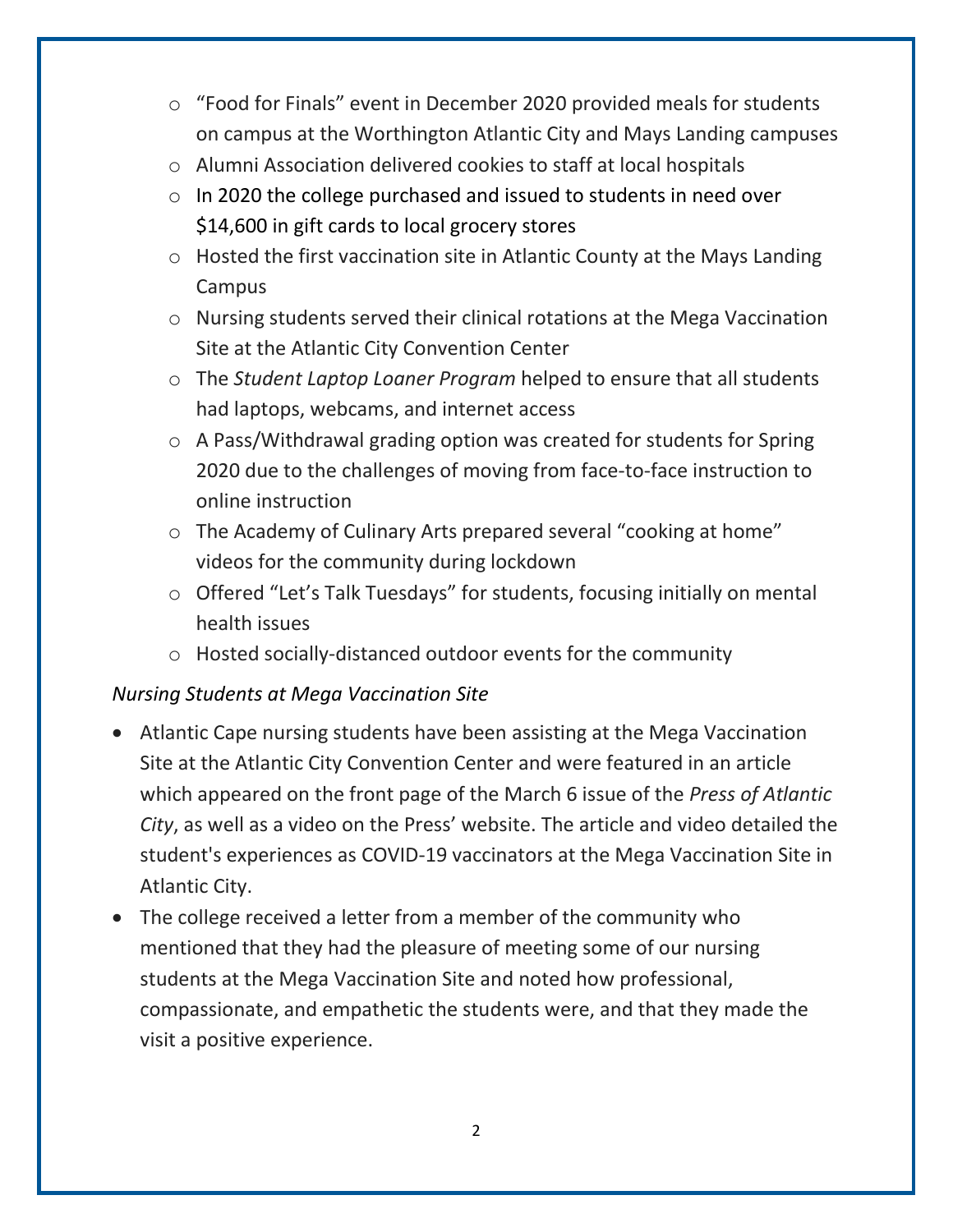- "Food for Finals" event in December 2020 provided meals for students on campus at the Worthington Atlantic City and Mays Landing campuses
- Alumni Association delivered cookies to staff at local hospitals
- In 2020 the college purchased and issued to students in need over $14,600 in gift cards to local grocery stores
- Hosted the first vaccination site in Atlantic County at the Mays Landing Campus
- Nursing students served their clinical rotations at the Mega Vaccination Site at the Atlantic City Convention Center
- The *Student Laptop Loaner Program* helped to ensure that all students had laptops, webcams, and internet access
- A Pass/Withdrawal grading option was created for students for Spring 2020 due to the challenges of moving from face-to-face instruction to online instruction
- The Academy of Culinary Arts prepared several "cooking at home" videos for the community during lockdown
- Offered "Let's Talk Tuesdays" for students, focusing initially on mental health issues
- Hosted socially-distanced outdoor events for the community

*Nursing Students at Mega Vaccination Site*

- Atlantic Cape nursing students have been assisting at the Mega Vaccination Site at the Atlantic City Convention Center and were featured in an article which appeared on the front page of the March 6 issue of the *Press of Atlantic City*, as well as a video on the Press' website. The article and video detailed the student's experiences as COVID-19 vaccinators at the Mega Vaccination Site in Atlantic City.
- The college received a letter from a member of the community who mentioned that they had the pleasure of meeting some of our nursing students at the Mega Vaccination Site and noted how professional, compassionate, and empathetic the students were, and that they made the visit a positive experience.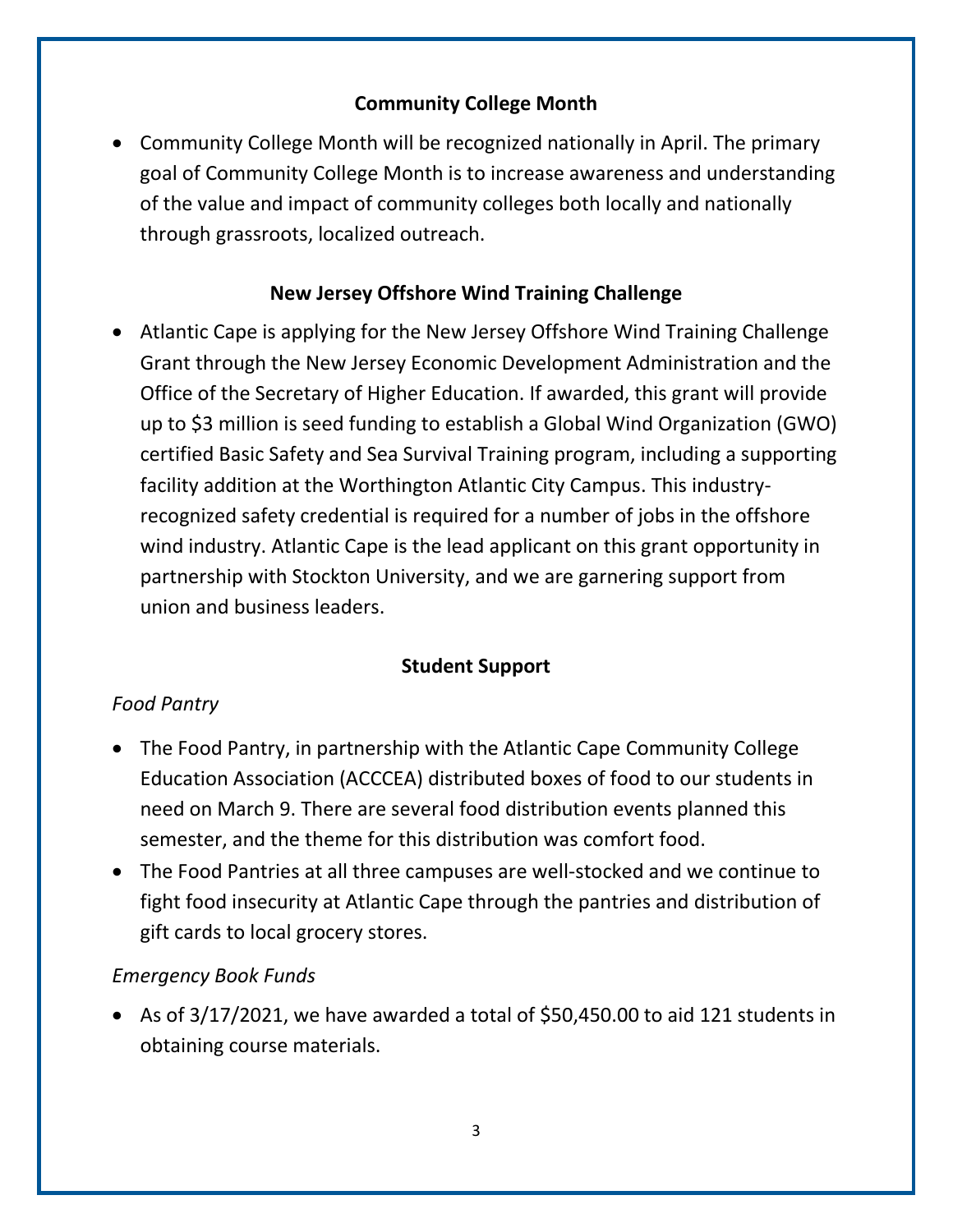## Community College Month

- Community College Month will be recognized nationally in April. The primary goal of Community College Month is to increase awareness and understanding of the value and impact of community colleges both locally and nationally through grassroots, localized outreach.

## New Jersey Offshore Wind Training Challenge

- Atlantic Cape is applying for the New Jersey Offshore Wind Training Challenge Grant through the New Jersey Economic Development Administration and the Office of the Secretary of Higher Education. If awarded, this grant will provide up to $3 million is seed funding to establish a Global Wind Organization (GWO) certified Basic Safety and Sea Survival Training program, including a supporting facility addition at the Worthington Atlantic City Campus. This industry-recognized safety credential is required for a number of jobs in the offshore wind industry. Atlantic Cape is the lead applicant on this grant opportunity in partnership with Stockton University, and we are garnering support from union and business leaders.

## Student Support

*Food Pantry*

- The Food Pantry, in partnership with the Atlantic Cape Community College Education Association (ACCCEA) distributed boxes of food to our students in need on March 9. There are several food distribution events planned this semester, and the theme for this distribution was comfort food.
- The Food Pantries at all three campuses are well-stocked and we continue to fight food insecurity at Atlantic Cape through the pantries and distribution of gift cards to local grocery stores.

*Emergency Book Funds*

- As of 3/17/2021, we have awarded a total of $50,450.00 to aid 121 students in obtaining course materials.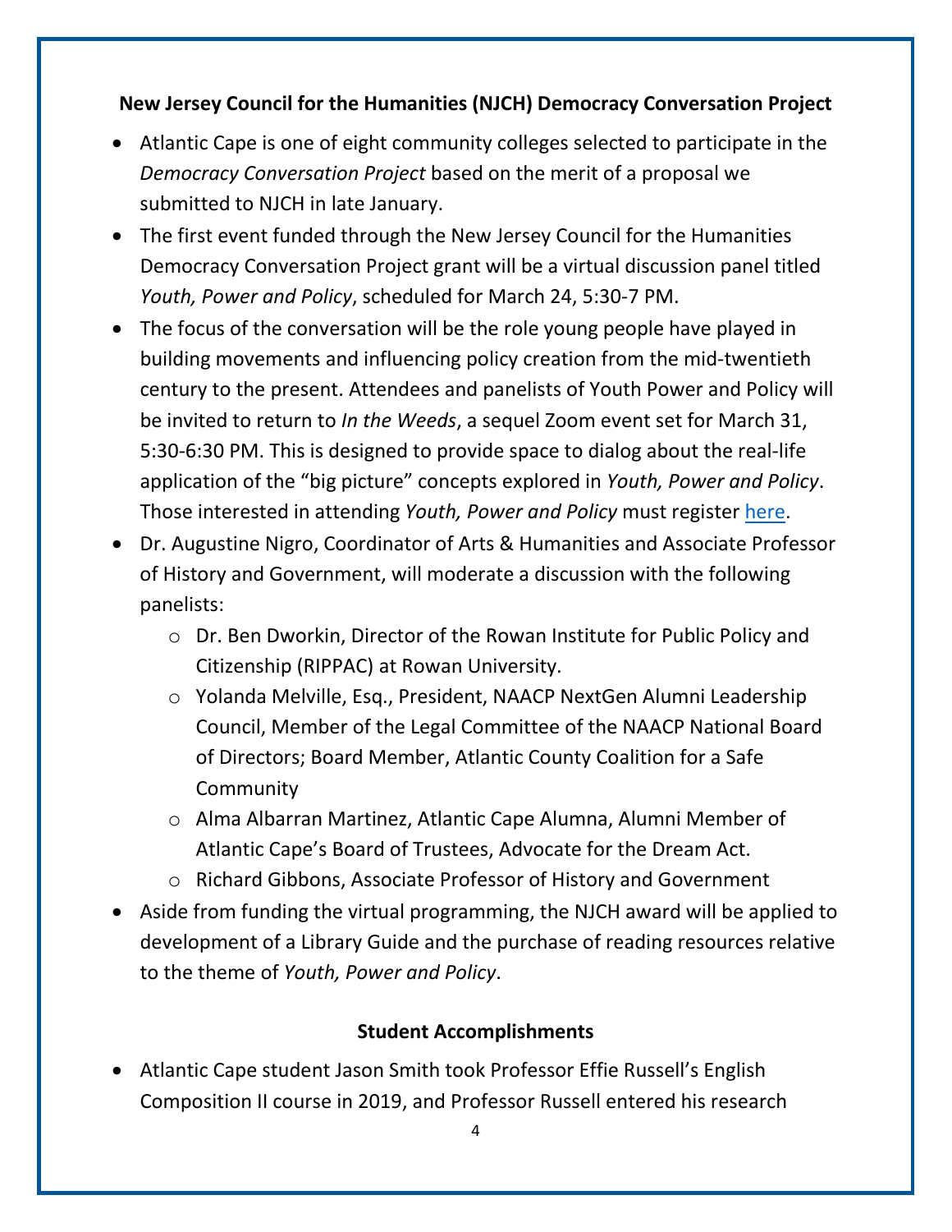**New Jersey Council for the Humanities (NJCH) Democracy Conversation Project**

- Atlantic Cape is one of eight community colleges selected to participate in the *Democracy Conversation Project* based on the merit of a proposal we submitted to NJCH in late January.
- The first event funded through the New Jersey Council for the Humanities Democracy Conversation Project grant will be a virtual discussion panel titled *Youth, Power and Policy*, scheduled for March 24, 5:30-7 PM.
- The focus of the conversation will be the role young people have played in building movements and influencing policy creation from the mid-twentieth century to the present. Attendees and panelists of Youth Power and Policy will be invited to return to *In the Weeds*, a sequel Zoom event set for March 31, 5:30-6:30 PM. This is designed to provide space to dialog about the real-life application of the "big picture" concepts explored in *Youth, Power and Policy*. Those interested in attending *Youth, Power and Policy* must register here.
- Dr. Augustine Nigro, Coordinator of Arts & Humanities and Associate Professor of History and Government, will moderate a discussion with the following panelists:
  - Dr. Ben Dworkin, Director of the Rowan Institute for Public Policy and Citizenship (RIPPAC) at Rowan University.
  - Yolanda Melville, Esq., President, NAACP NextGen Alumni Leadership Council, Member of the Legal Committee of the NAACP National Board of Directors; Board Member, Atlantic County Coalition for a Safe Community
  - Alma Albarran Martinez, Atlantic Cape Alumna, Alumni Member of Atlantic Cape's Board of Trustees, Advocate for the Dream Act.
  - Richard Gibbons, Associate Professor of History and Government
- Aside from funding the virtual programming, the NJCH award will be applied to development of a Library Guide and the purchase of reading resources relative to the theme of *Youth, Power and Policy*.

**Student Accomplishments**

- Atlantic Cape student Jason Smith took Professor Effie Russell's English Composition II course in 2019, and Professor Russell entered his research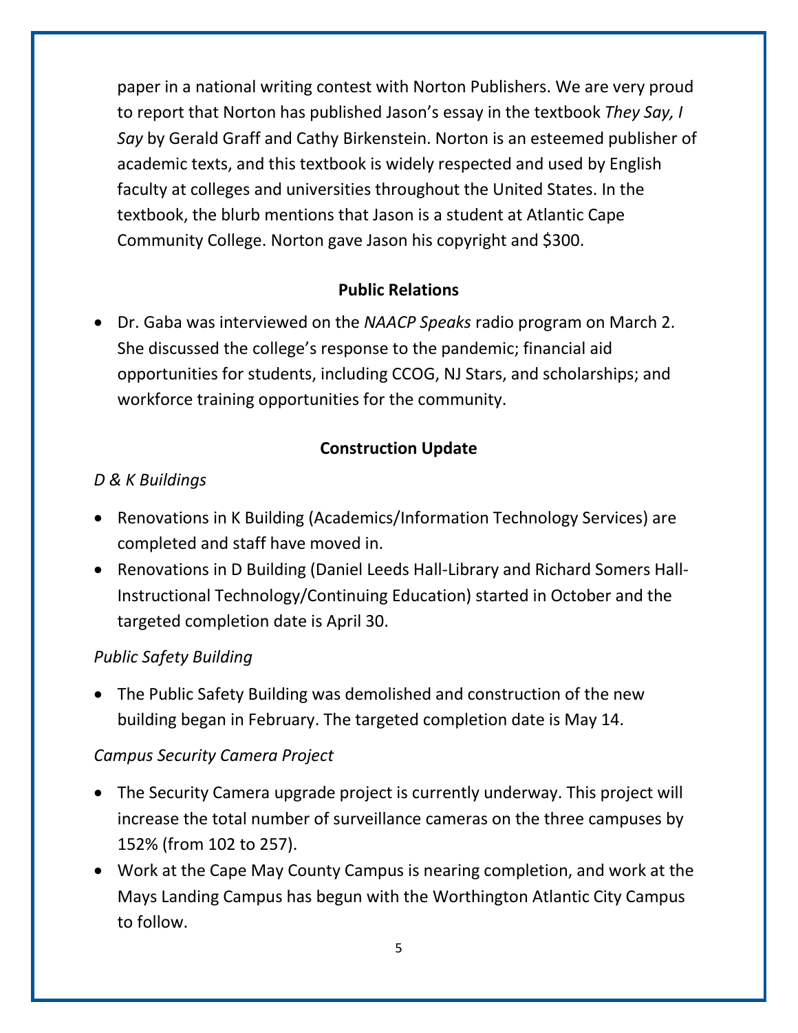paper in a national writing contest with Norton Publishers. We are very proud to report that Norton has published Jason's essay in the textbook *They Say, I Say* by Gerald Graff and Cathy Birkenstein. Norton is an esteemed publisher of academic texts, and this textbook is widely respected and used by English faculty at colleges and universities throughout the United States. In the textbook, the blurb mentions that Jason is a student at Atlantic Cape Community College. Norton gave Jason his copyright and $300.

## Public Relations

- Dr. Gaba was interviewed on the *NAACP Speaks* radio program on March 2. She discussed the college's response to the pandemic; financial aid opportunities for students, including CCOG, NJ Stars, and scholarships; and workforce training opportunities for the community.

## Construction Update

*D & K Buildings*

- Renovations in K Building (Academics/Information Technology Services) are completed and staff have moved in.
- Renovations in D Building (Daniel Leeds Hall-Library and Richard Somers Hall-Instructional Technology/Continuing Education) started in October and the targeted completion date is April 30.

*Public Safety Building*

- The Public Safety Building was demolished and construction of the new building began in February. The targeted completion date is May 14.

*Campus Security Camera Project*

- The Security Camera upgrade project is currently underway. This project will increase the total number of surveillance cameras on the three campuses by 152% (from 102 to 257).
- Work at the Cape May County Campus is nearing completion, and work at the Mays Landing Campus has begun with the Worthington Atlantic City Campus to follow.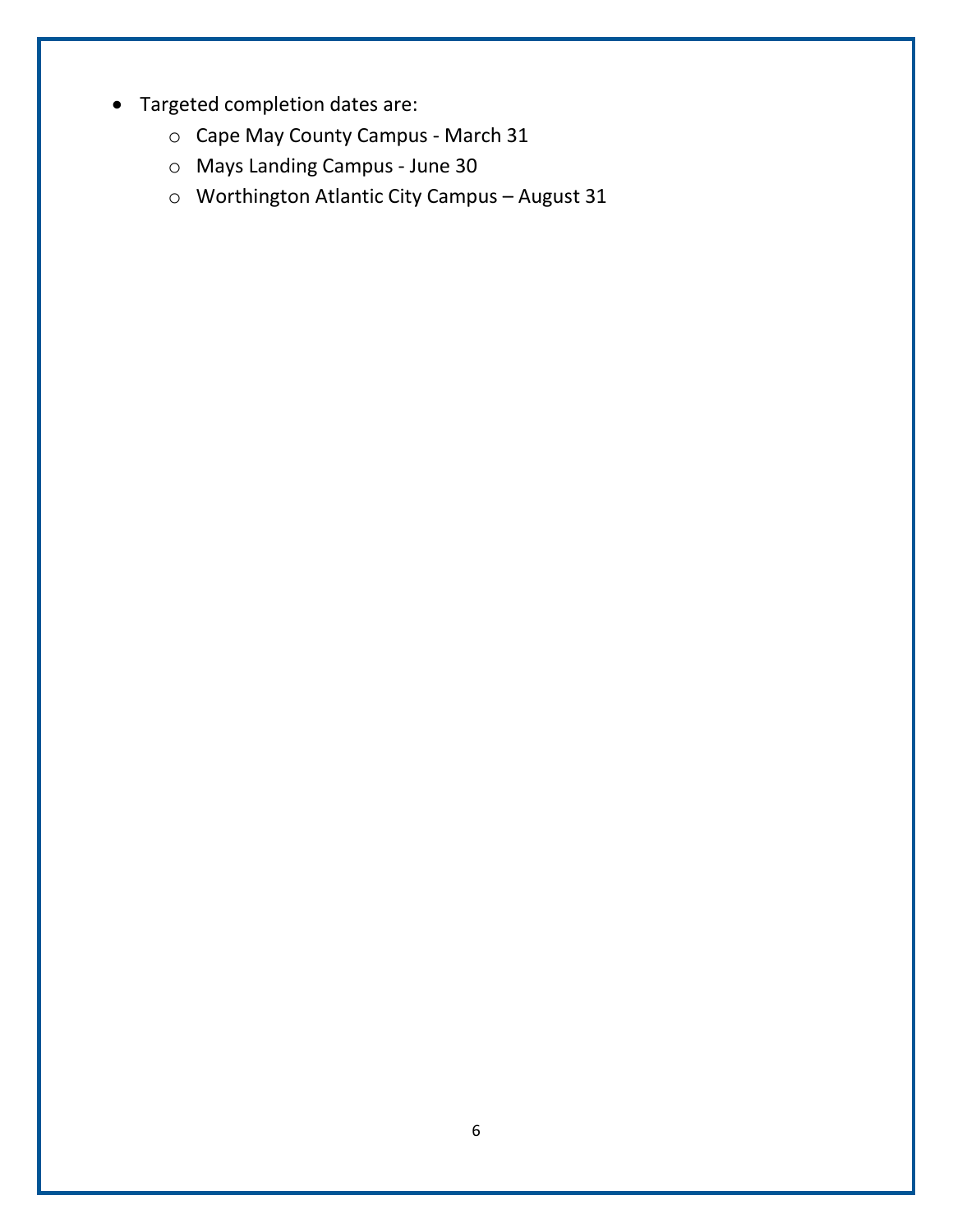- Targeted completion dates are:
    - Cape May County Campus - March 31
    - Mays Landing Campus - June 30
    - Worthington Atlantic City Campus – August 31